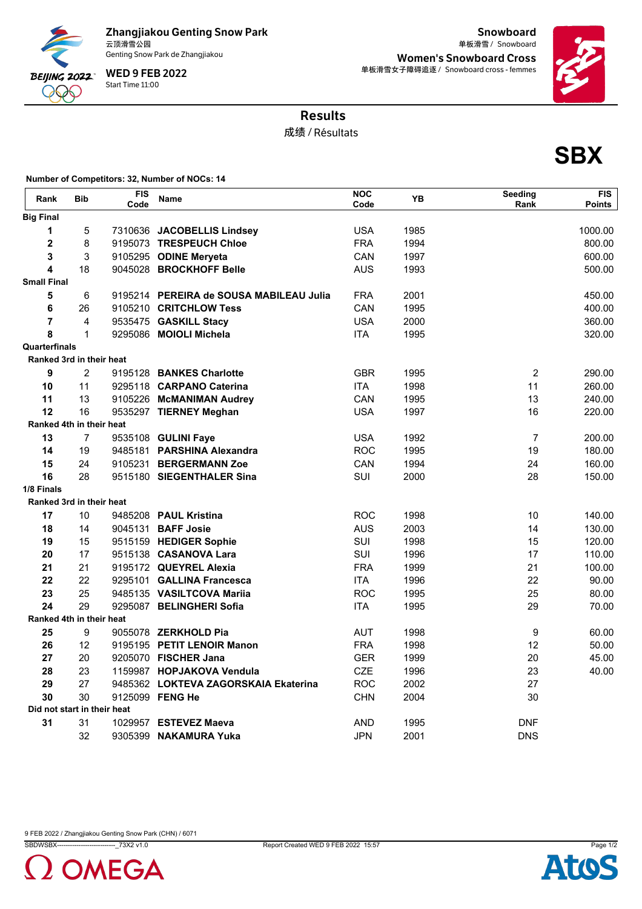# Zhangjiakou Genting Snow Park

云顶滑雪公园
Genting Snow Park de Zhangjiakou

**WED 9 FEB 2022**
Start Time 11:00

**Snowboard**
单板滑雪 / Snowboard

**Women's Snowboard Cross**
单板滑雪女子障碍追逐 / Snowboard cross - femmes

## Results

成绩 / Résultats

**SBX**

**Number of Competitors: 32, Number of NOCs: 14**

| Rank | Bib | FIS Code | Name | NOC Code | YB | Seeding Rank | FIS Points |
|---|---|---|---|---|---|---|---|
| **Big Final** | | | | | | | |
| 1 | 5 | 7310636 | **JACOBELLIS Lindsey** | USA | 1985 | | 1000.00 |
| 2 | 8 | 9195073 | **TRESPEUCH Chloe** | FRA | 1994 | | 800.00 |
| 3 | 3 | 9105295 | **ODINE Meryeta** | CAN | 1997 | | 600.00 |
| 4 | 18 | 9045028 | **BROCKHOFF Belle** | AUS | 1993 | | 500.00 |
| **Small Final** | | | | | | | |
| 5 | 6 | 9195214 | **PEREIRA de SOUSA MABILEAU Julia** | FRA | 2001 | | 450.00 |
| 6 | 26 | 9105210 | **CRITCHLOW Tess** | CAN | 1995 | | 400.00 |
| 7 | 4 | 9535475 | **GASKILL Stacy** | USA | 2000 | | 360.00 |
| 8 | 1 | 9295086 | **MOIOLI Michela** | ITA | 1995 | | 320.00 |
| **Quarterfinals** | | | | | | | |
| **Ranked 3rd in their heat** | | | | | | | |
| 9 | 2 | 9195128 | **BANKES Charlotte** | GBR | 1995 | 2 | 290.00 |
| 10 | 11 | 9295118 | **CARPANO Caterina** | ITA | 1998 | 11 | 260.00 |
| 11 | 13 | 9105226 | **McMANIMAN Audrey** | CAN | 1995 | 13 | 240.00 |
| 12 | 16 | 9535297 | **TIERNEY Meghan** | USA | 1997 | 16 | 220.00 |
| **Ranked 4th in their heat** | | | | | | | |
| 13 | 7 | 9535108 | **GULINI Faye** | USA | 1992 | 7 | 200.00 |
| 14 | 19 | 9485181 | **PARSHINA Alexandra** | ROC | 1995 | 19 | 180.00 |
| 15 | 24 | 9105231 | **BERGERMANN Zoe** | CAN | 1994 | 24 | 160.00 |
| 16 | 28 | 9515180 | **SIEGENTHALER Sina** | SUI | 2000 | 28 | 150.00 |
| **1/8 Finals** | | | | | | | |
| **Ranked 3rd in their heat** | | | | | | | |
| 17 | 10 | 9485208 | **PAUL Kristina** | ROC | 1998 | 10 | 140.00 |
| 18 | 14 | 9045131 | **BAFF Josie** | AUS | 2003 | 14 | 130.00 |
| 19 | 15 | 9515159 | **HEDIGER Sophie** | SUI | 1998 | 15 | 120.00 |
| 20 | 17 | 9515138 | **CASANOVA Lara** | SUI | 1996 | 17 | 110.00 |
| 21 | 21 | 9195172 | **QUEYREL Alexia** | FRA | 1999 | 21 | 100.00 |
| 22 | 22 | 9295101 | **GALLINA Francesca** | ITA | 1996 | 22 | 90.00 |
| 23 | 25 | 9485135 | **VASILTCOVA Mariia** | ROC | 1995 | 25 | 80.00 |
| 24 | 29 | 9295087 | **BELINGHERI Sofia** | ITA | 1995 | 29 | 70.00 |
| **Ranked 4th in their heat** | | | | | | | |
| 25 | 9 | 9055078 | **ZERKHOLD Pia** | AUT | 1998 | 9 | 60.00 |
| 26 | 12 | 9195195 | **PETIT LENOIR Manon** | FRA | 1998 | 12 | 50.00 |
| 27 | 20 | 9205070 | **FISCHER Jana** | GER | 1999 | 20 | 45.00 |
| 28 | 23 | 1159987 | **HOPJAKOVA Vendula** | CZE | 1996 | 23 | 40.00 |
| 29 | 27 | 9485362 | **LOKTEVA ZAGORSKAIA Ekaterina** | ROC | 2002 | 27 | |
| 30 | 30 | 9125099 | **FENG He** | CHN | 2004 | 30 | |
| **Did not start in their heat** | | | | | | | |
| 31 | 31 | 1029957 | **ESTEVEZ Maeva** | AND | 1995 | DNF | |
| | 32 | 9305399 | **NAKAMURA Yuka** | JPN | 2001 | DNS | |

9 FEB 2022 / Zhangjiakou Genting Snow Park (CHN) / 6071

SBDWSBX---------------------------_73X2 v1.0 Report Created WED 9 FEB 2022 15:57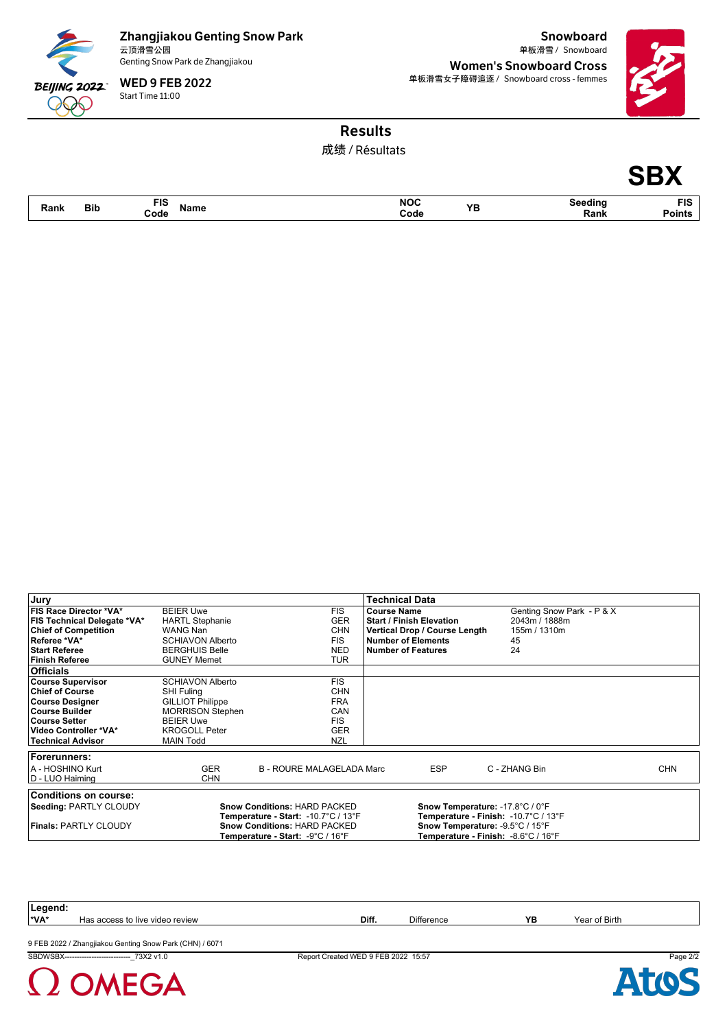# Results

成绩 / Résultats

**SBX**

| Rank | Bib | FIS Code | Name | NOC Code | YB | Seeding Rank | FIS Points |
|---|---|---|---|---|---|---|---|

| Jury | | |
|---|---|---|
| **FIS Race Director *VA*** | BEIER Uwe | FIS |
| **FIS Technical Delegate *VA*** | HARTL Stephanie | GER |
| **Chief of Competition** | WANG Nan | CHN |
| **Referee *VA*** | SCHIAVON Alberto | FIS |
| **Start Referee** | BERGHUIS Belle | NED |
| **Finish Referee** | GUNEY Memet | TUR |
| **Officials** | | |
| **Course Supervisor** | SCHIAVON Alberto | FIS |
| **Chief of Course** | SHI Fuling | CHN |
| **Course Designer** | GILLIOT Philippe | FRA |
| **Course Builder** | MORRISON Stephen | CAN |
| **Course Setter** | BEIER Uwe | FIS |
| **Video Controller *VA*** | KROGOLL Peter | GER |
| **Technical Advisor** | MAIN Todd | NZL |

| Technical Data | |
|---|---|
| **Course Name** | Genting Snow Park - P & X |
| **Start / Finish Elevation** | 2043m / 1888m |
| **Vertical Drop / Course Length** | 155m / 1310m |
| **Number of Elements** | 45 |
| **Number of Features** | 24 |

**Forerunners:**

| | | | | | |
|---|---|---|---|---|---|
| A - HOSHINO Kurt | GER | B - ROURE MALAGELADA Marc | ESP | C - ZHANG Bin | CHN |
| D - LUO Haiming | CHN | | | | |

**Conditions on course:**

| | | |
|---|---|---|
| **Seeding:** PARTLY CLOUDY | **Snow Conditions:** HARD PACKED | **Snow Temperature:** -17.8°C / 0°F |
| | **Temperature - Start:** -10.7°C / 13°F | **Temperature - Finish:** -10.7°C / 13°F |
| **Finals:** PARTLY CLOUDY | **Snow Conditions:** HARD PACKED | **Snow Temperature:** -9.5°C / 15°F |
| | **Temperature - Start:** -9°C / 16°F | **Temperature - Finish:** -8.6°C / 16°F |

**Legend:**

| | | | | | |
|---|---|---|---|---|---|
| *VA* | Has access to live video review | Diff. | Difference | YB | Year of Birth |